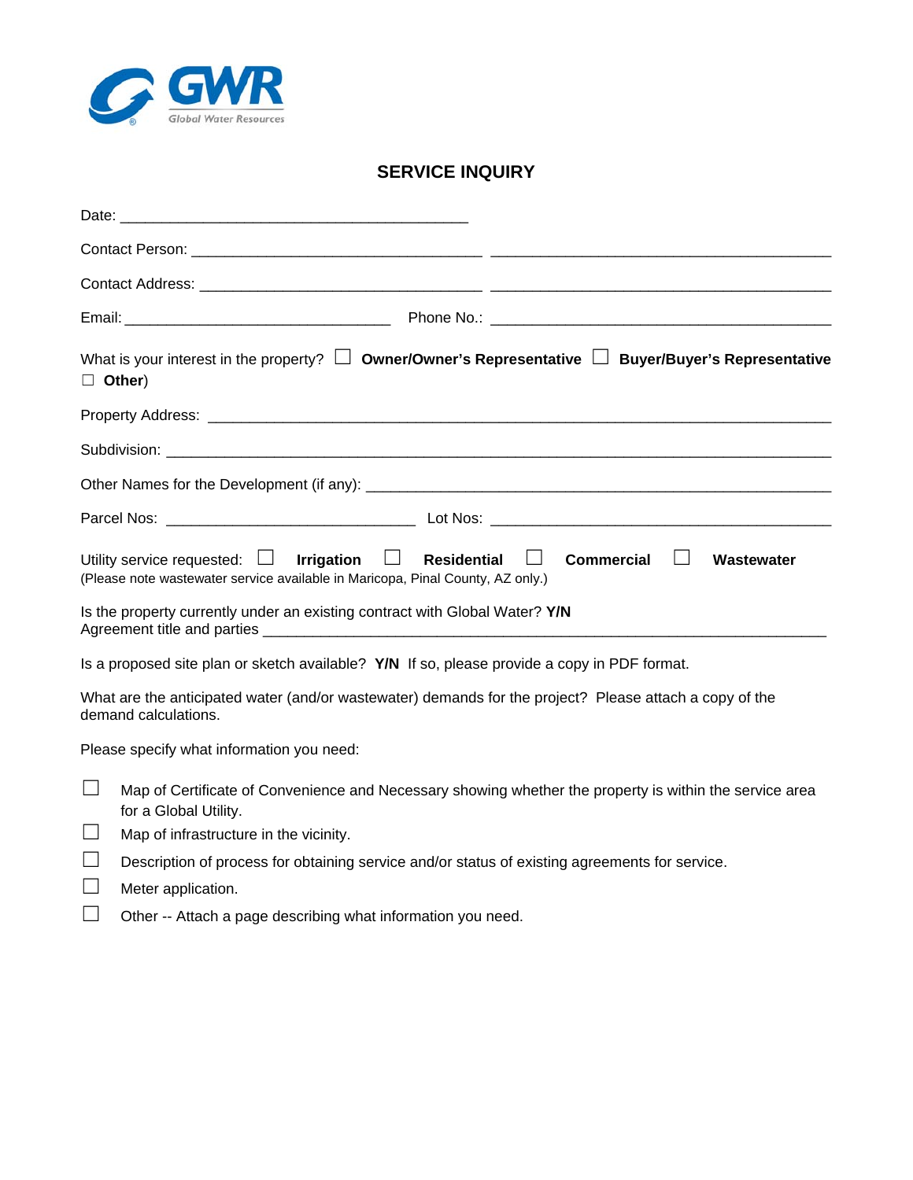GWR
Global Water Resources

# SERVICE INQUIRY

Date: ___________________________________________

Contact Person: ___________________________________ ________________________________________

Contact Address: _________________________________ ________________________________________

Email: ________________________________ Phone No.: ________________________________________

What is your interest in the property? ☐ **Owner/Owner's Representative** ☐ **Buyer/Buyer's Representative** ☐ **Other**)

Property Address: ____________________________________________________________________________

Subdivision: _________________________________________________________________________________

Other Names for the Development (if any): ___________________________________________________

Parcel Nos: ______________________________ Lot Nos: ________________________________________

Utility service requested: ☐ **Irrigation** ☐ **Residential** ☐ **Commercial** ☐ **Wastewater**
(Please note wastewater service available in Maricopa, Pinal County, AZ only.)

Is the property currently under an existing contract with Global Water? **Y/N**
Agreement title and parties ____________________________________________________________________

Is a proposed site plan or sketch available? **Y/N** If so, please provide a copy in PDF format.

What are the anticipated water (and/or wastewater) demands for the project? Please attach a copy of the demand calculations.

Please specify what information you need:

- ☐ Map of Certificate of Convenience and Necessary showing whether the property is within the service area for a Global Utility.
- ☐ Map of infrastructure in the vicinity.
- ☐ Description of process for obtaining service and/or status of existing agreements for service.
- ☐ Meter application.
- ☐ Other -- Attach a page describing what information you need.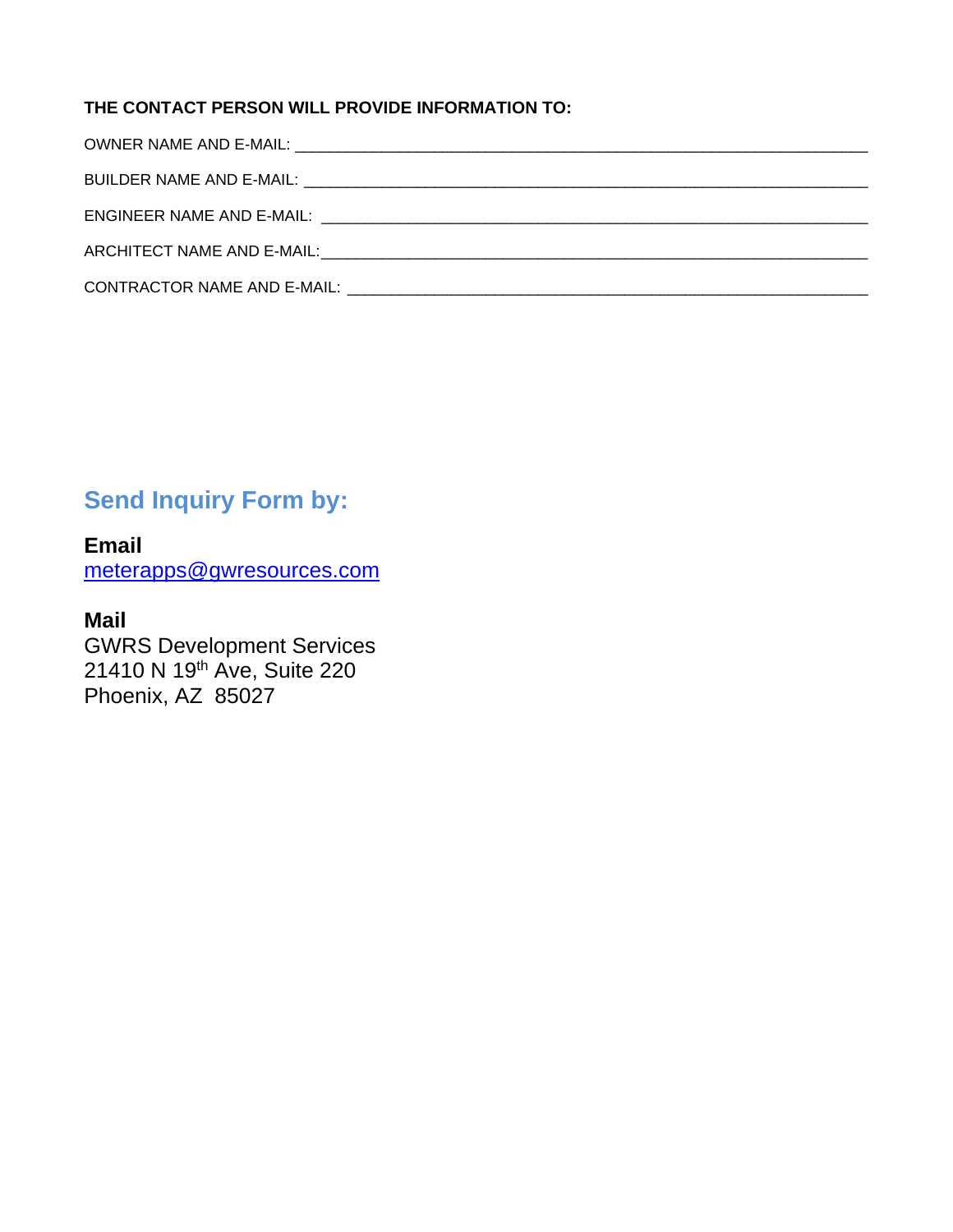**THE CONTACT PERSON WILL PROVIDE INFORMATION TO:**

OWNER NAME AND E-MAIL: ____________________________________________________________________

BUILDER NAME AND E-MAIL: __________________________________________________________________

ENGINEER NAME AND E-MAIL: ________________________________________________________________

ARCHITECT NAME AND E-MAIL:________________________________________________________________

CONTRACTOR NAME AND E-MAIL: ______________________________________________________________

## Send Inquiry Form by:

**Email**
meterapps@gwresources.com

**Mail**
GWRS Development Services
21410 N 19th Ave, Suite 220
Phoenix, AZ 85027